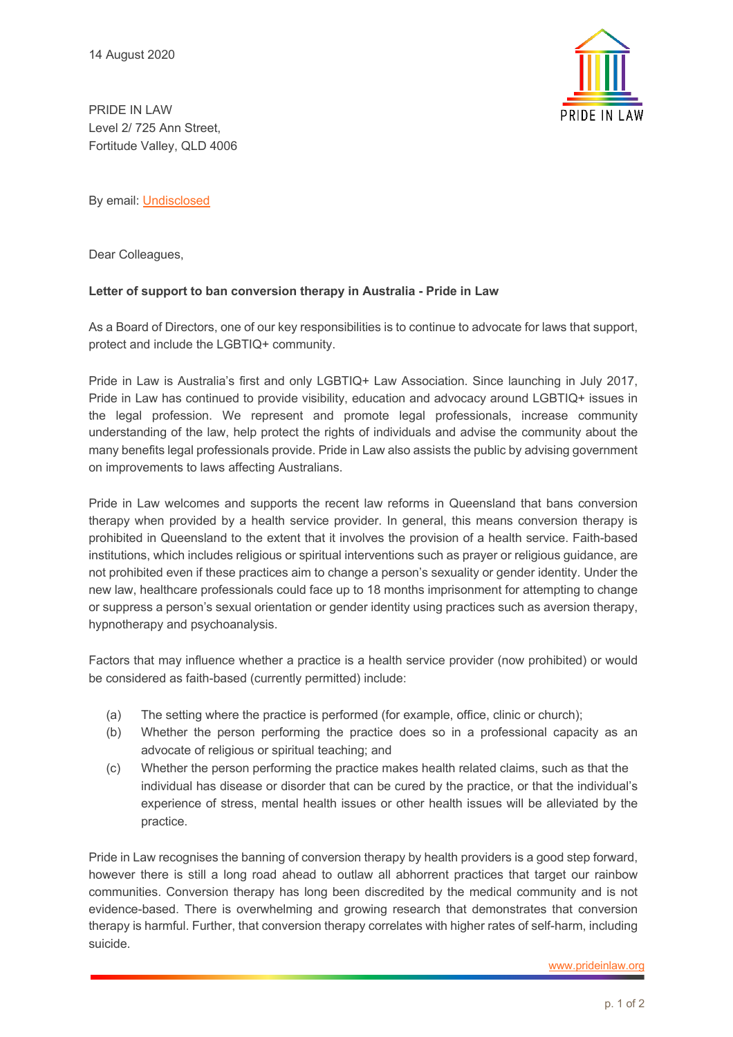14 August 2020

PRIDE IN LAW
Level 2/ 725 Ann Street,
Fortitude Valley, QLD 4006

By email: Undisclosed

Dear Colleagues,

**Letter of support to ban conversion therapy in Australia - Pride in Law**

As a Board of Directors, one of our key responsibilities is to continue to advocate for laws that support, protect and include the LGBTIQ+ community.

Pride in Law is Australia's first and only LGBTIQ+ Law Association. Since launching in July 2017, Pride in Law has continued to provide visibility, education and advocacy around LGBTIQ+ issues in the legal profession. We represent and promote legal professionals, increase community understanding of the law, help protect the rights of individuals and advise the community about the many benefits legal professionals provide. Pride in Law also assists the public by advising government on improvements to laws affecting Australians.

Pride in Law welcomes and supports the recent law reforms in Queensland that bans conversion therapy when provided by a health service provider. In general, this means conversion therapy is prohibited in Queensland to the extent that it involves the provision of a health service. Faith-based institutions, which includes religious or spiritual interventions such as prayer or religious guidance, are not prohibited even if these practices aim to change a person's sexuality or gender identity. Under the new law, healthcare professionals could face up to 18 months imprisonment for attempting to change or suppress a person's sexual orientation or gender identity using practices such as aversion therapy, hypnotherapy and psychoanalysis.

Factors that may influence whether a practice is a health service provider (now prohibited) or would be considered as faith-based (currently permitted) include:

(a) The setting where the practice is performed (for example, office, clinic or church);

(b) Whether the person performing the practice does so in a professional capacity as an advocate of religious or spiritual teaching; and

(c) Whether the person performing the practice makes health related claims, such as that the individual has disease or disorder that can be cured by the practice, or that the individual's experience of stress, mental health issues or other health issues will be alleviated by the practice.

Pride in Law recognises the banning of conversion therapy by health providers is a good step forward, however there is still a long road ahead to outlaw all abhorrent practices that target our rainbow communities. Conversion therapy has long been discredited by the medical community and is not evidence-based. There is overwhelming and growing research that demonstrates that conversion therapy is harmful. Further, that conversion therapy correlates with higher rates of self-harm, including suicide.

www.prideinlaw.org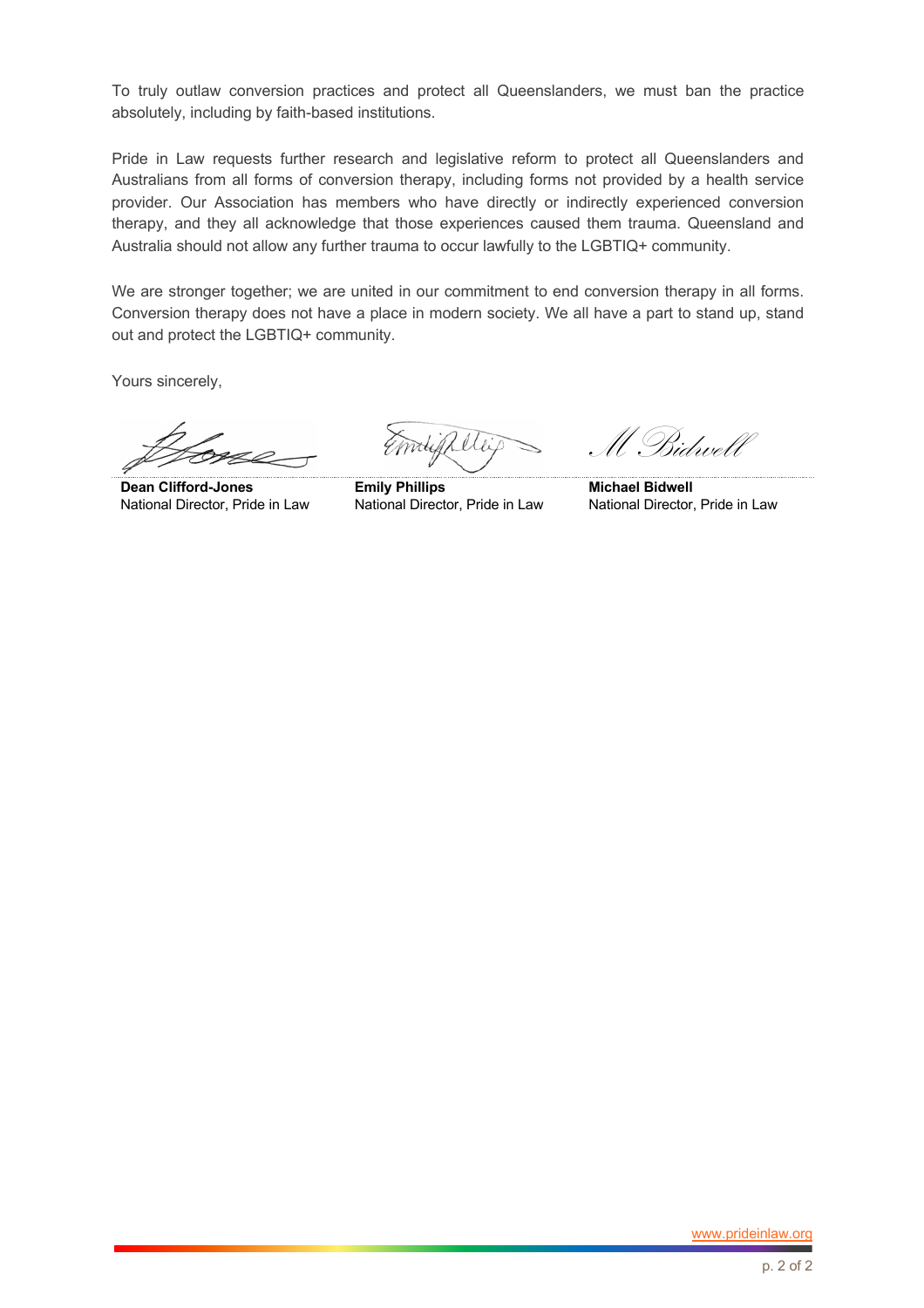To truly outlaw conversion practices and protect all Queenslanders, we must ban the practice absolutely, including by faith-based institutions.

Pride in Law requests further research and legislative reform to protect all Queenslanders and Australians from all forms of conversion therapy, including forms not provided by a health service provider. Our Association has members who have directly or indirectly experienced conversion therapy, and they all acknowledge that those experiences caused them trauma. Queensland and Australia should not allow any further trauma to occur lawfully to the LGBTIQ+ community.

We are stronger together; we are united in our commitment to end conversion therapy in all forms. Conversion therapy does not have a place in modern society. We all have a part to stand up, stand out and protect the LGBTIQ+ community.

Yours sincerely,

| | | |
|---|---|---|
| **Dean Clifford-Jones** | **Emily Phillips** | **Michael Bidwell** |
| National Director, Pride in Law | National Director, Pride in Law | National Director, Pride in Law |

www.prideinlaw.org